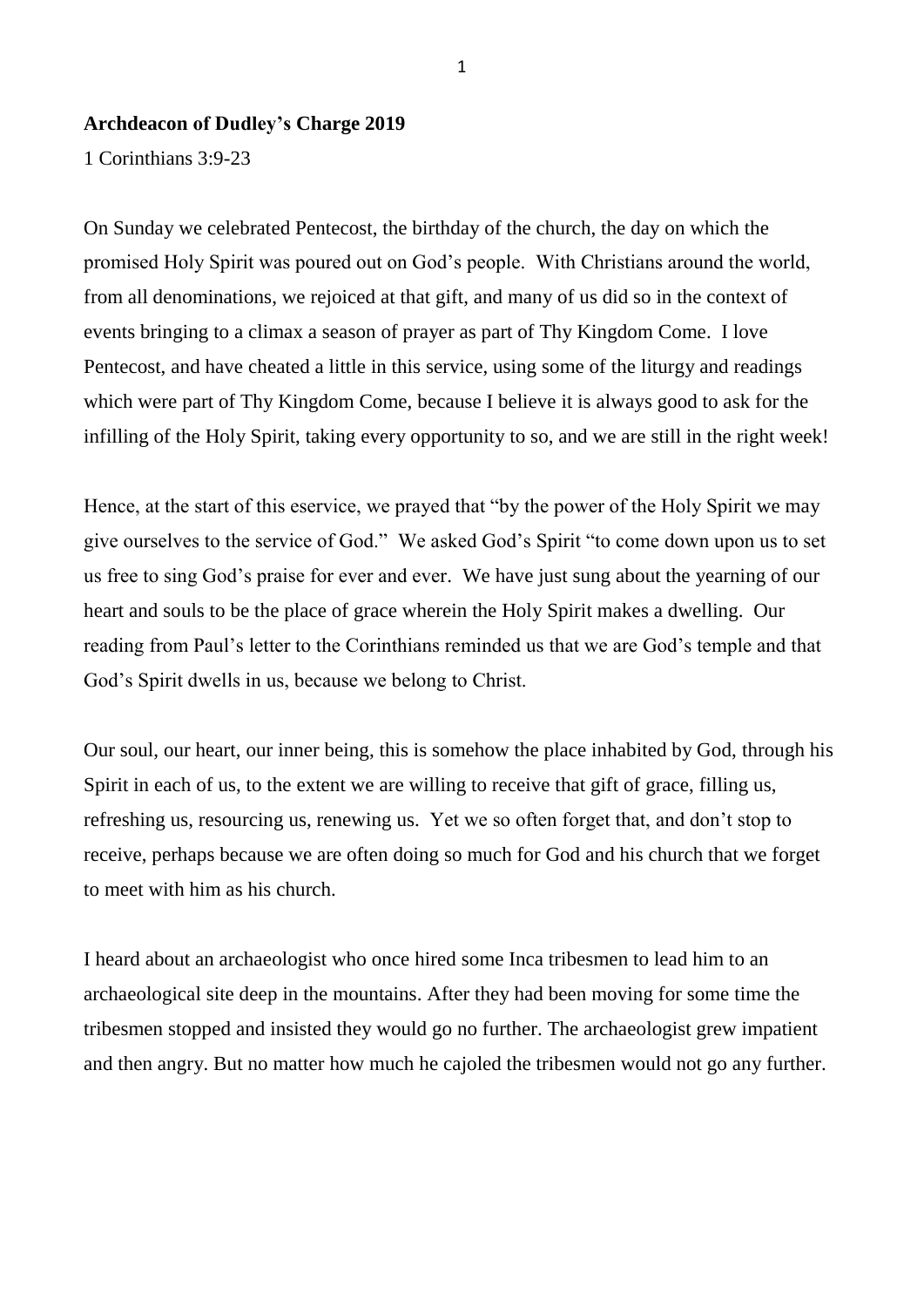**Archdeacon of Dudley's Charge 2019**

1 Corinthians 3:9-23

On Sunday we celebrated Pentecost, the birthday of the church, the day on which the promised Holy Spirit was poured out on God's people. With Christians around the world, from all denominations, we rejoiced at that gift, and many of us did so in the context of events bringing to a climax a season of prayer as part of Thy Kingdom Come. I love Pentecost, and have cheated a little in this service, using some of the liturgy and readings which were part of Thy Kingdom Come, because I believe it is always good to ask for the infilling of the Holy Spirit, taking every opportunity to so, and we are still in the right week!

Hence, at the start of this eservice, we prayed that "by the power of the Holy Spirit we may give ourselves to the service of God." We asked God's Spirit "to come down upon us to set us free to sing God's praise for ever and ever. We have just sung about the yearning of our heart and souls to be the place of grace wherein the Holy Spirit makes a dwelling. Our reading from Paul's letter to the Corinthians reminded us that we are God's temple and that God's Spirit dwells in us, because we belong to Christ.

Our soul, our heart, our inner being, this is somehow the place inhabited by God, through his Spirit in each of us, to the extent we are willing to receive that gift of grace, filling us, refreshing us, resourcing us, renewing us. Yet we so often forget that, and don't stop to receive, perhaps because we are often doing so much for God and his church that we forget to meet with him as his church.

I heard about an archaeologist who once hired some Inca tribesmen to lead him to an archaeological site deep in the mountains. After they had been moving for some time the tribesmen stopped and insisted they would go no further. The archaeologist grew impatient and then angry. But no matter how much he cajoled the tribesmen would not go any further.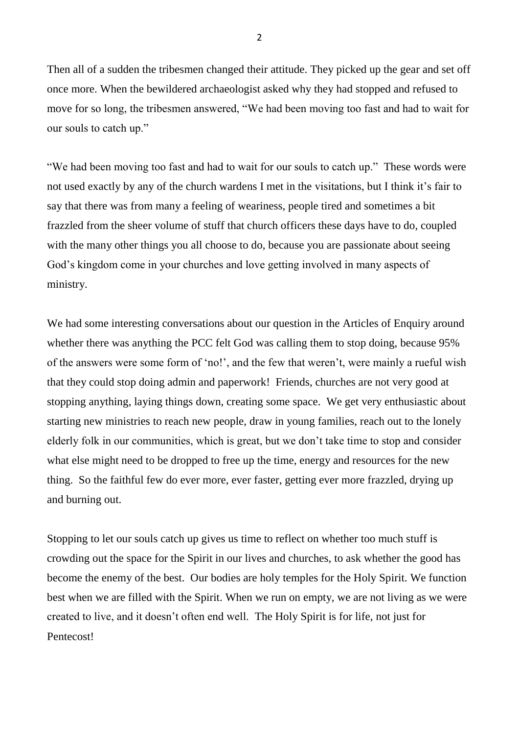Then all of a sudden the tribesmen changed their attitude. They picked up the gear and set off once more. When the bewildered archaeologist asked why they had stopped and refused to move for so long, the tribesmen answered, "We had been moving too fast and had to wait for our souls to catch up."

"We had been moving too fast and had to wait for our souls to catch up." These words were not used exactly by any of the church wardens I met in the visitations, but I think it's fair to say that there was from many a feeling of weariness, people tired and sometimes a bit frazzled from the sheer volume of stuff that church officers these days have to do, coupled with the many other things you all choose to do, because you are passionate about seeing God's kingdom come in your churches and love getting involved in many aspects of ministry.

We had some interesting conversations about our question in the Articles of Enquiry around whether there was anything the PCC felt God was calling them to stop doing, because 95% of the answers were some form of 'no!', and the few that weren't, were mainly a rueful wish that they could stop doing admin and paperwork! Friends, churches are not very good at stopping anything, laying things down, creating some space. We get very enthusiastic about starting new ministries to reach new people, draw in young families, reach out to the lonely elderly folk in our communities, which is great, but we don't take time to stop and consider what else might need to be dropped to free up the time, energy and resources for the new thing. So the faithful few do ever more, ever faster, getting ever more frazzled, drying up and burning out.

Stopping to let our souls catch up gives us time to reflect on whether too much stuff is crowding out the space for the Spirit in our lives and churches, to ask whether the good has become the enemy of the best. Our bodies are holy temples for the Holy Spirit. We function best when we are filled with the Spirit. When we run on empty, we are not living as we were created to live, and it doesn't often end well. The Holy Spirit is for life, not just for Pentecost!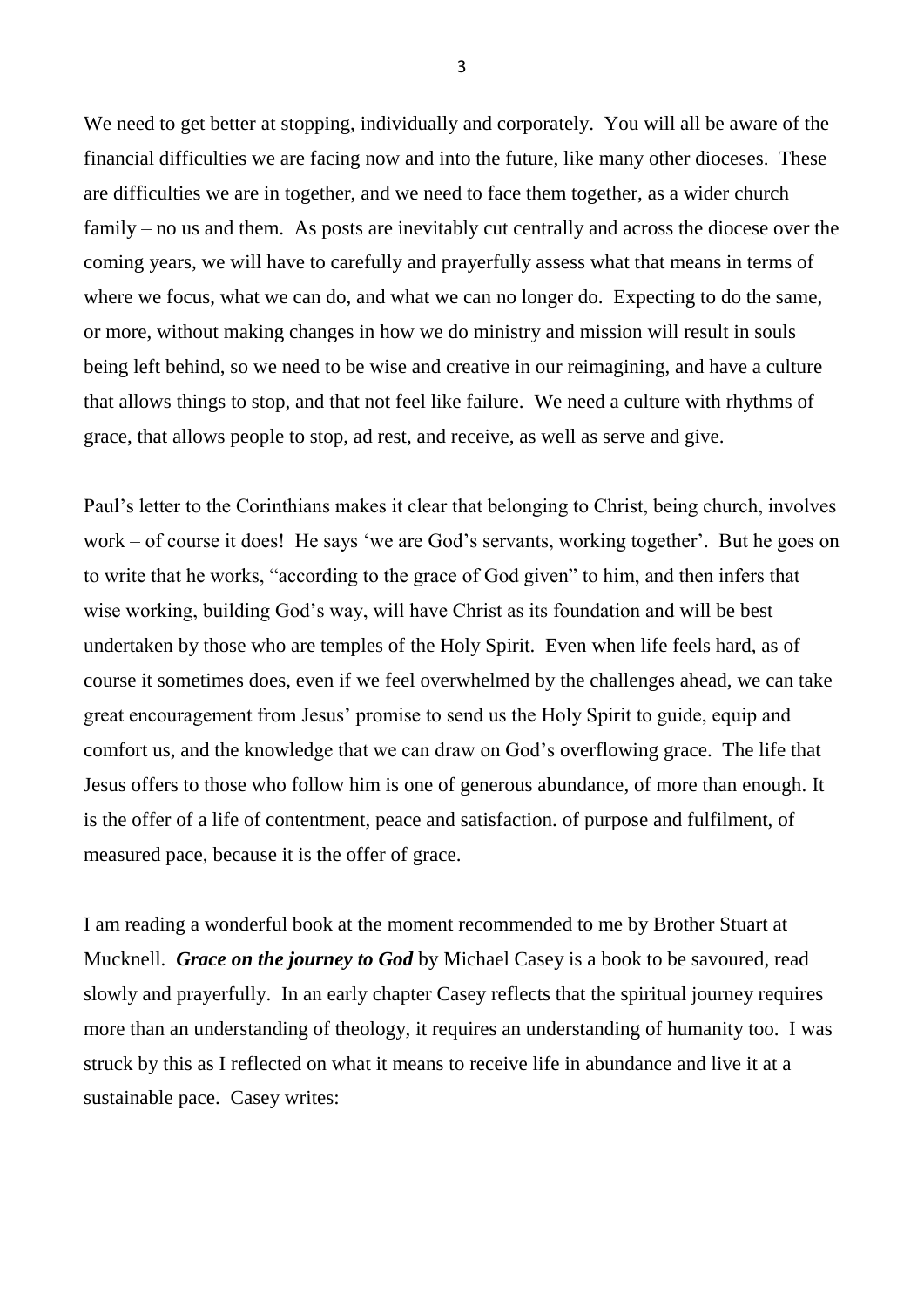We need to get better at stopping, individually and corporately. You will all be aware of the financial difficulties we are facing now and into the future, like many other dioceses. These are difficulties we are in together, and we need to face them together, as a wider church family – no us and them. As posts are inevitably cut centrally and across the diocese over the coming years, we will have to carefully and prayerfully assess what that means in terms of where we focus, what we can do, and what we can no longer do. Expecting to do the same, or more, without making changes in how we do ministry and mission will result in souls being left behind, so we need to be wise and creative in our reimagining, and have a culture that allows things to stop, and that not feel like failure. We need a culture with rhythms of grace, that allows people to stop, ad rest, and receive, as well as serve and give.

Paul's letter to the Corinthians makes it clear that belonging to Christ, being church, involves work – of course it does! He says 'we are God's servants, working together'. But he goes on to write that he works, "according to the grace of God given" to him, and then infers that wise working, building God's way, will have Christ as its foundation and will be best undertaken by those who are temples of the Holy Spirit. Even when life feels hard, as of course it sometimes does, even if we feel overwhelmed by the challenges ahead, we can take great encouragement from Jesus' promise to send us the Holy Spirit to guide, equip and comfort us, and the knowledge that we can draw on God's overflowing grace. The life that Jesus offers to those who follow him is one of generous abundance, of more than enough. It is the offer of a life of contentment, peace and satisfaction. of purpose and fulfilment, of measured pace, because it is the offer of grace.

I am reading a wonderful book at the moment recommended to me by Brother Stuart at Mucknell. ***Grace on the journey to God*** by Michael Casey is a book to be savoured, read slowly and prayerfully. In an early chapter Casey reflects that the spiritual journey requires more than an understanding of theology, it requires an understanding of humanity too. I was struck by this as I reflected on what it means to receive life in abundance and live it at a sustainable pace. Casey writes: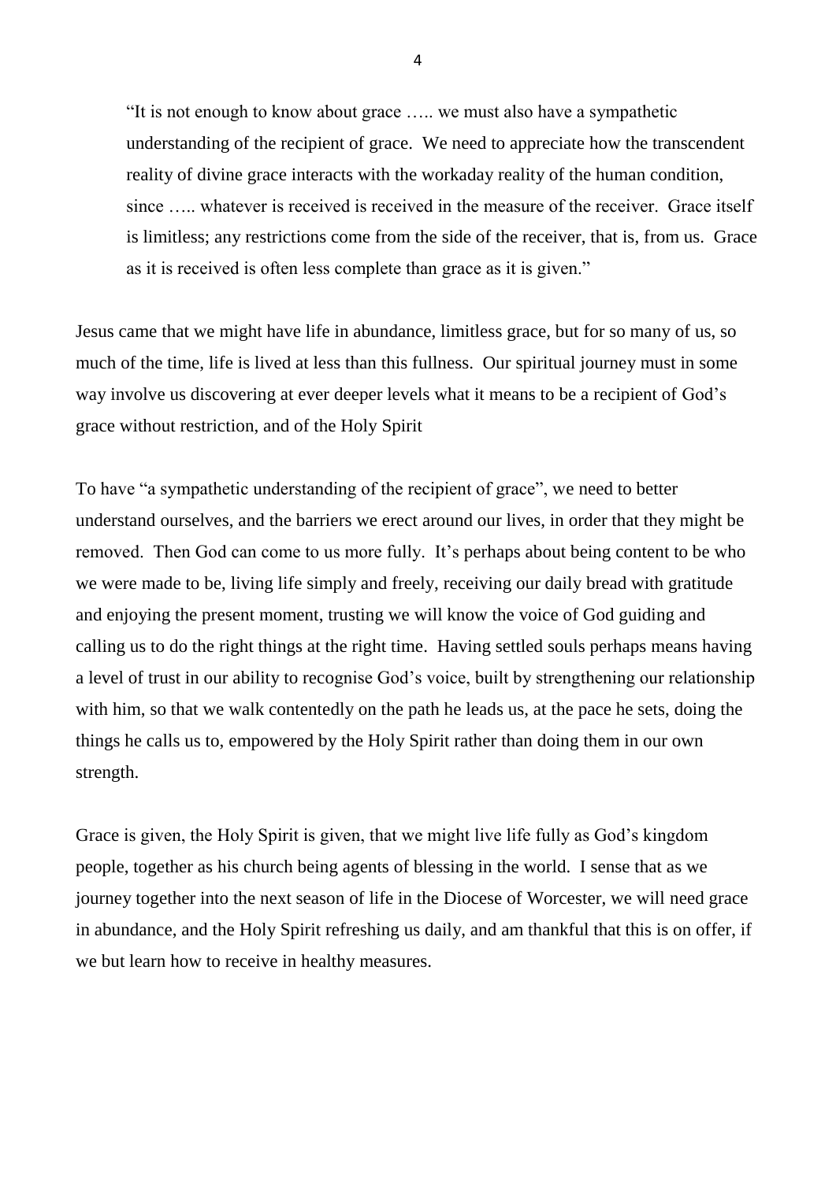> "It is not enough to know about grace ….. we must also have a sympathetic understanding of the recipient of grace. We need to appreciate how the transcendent reality of divine grace interacts with the workaday reality of the human condition, since ….. whatever is received is received in the measure of the receiver. Grace itself is limitless; any restrictions come from the side of the receiver, that is, from us. Grace as it is received is often less complete than grace as it is given."

Jesus came that we might have life in abundance, limitless grace, but for so many of us, so much of the time, life is lived at less than this fullness. Our spiritual journey must in some way involve us discovering at ever deeper levels what it means to be a recipient of God's grace without restriction, and of the Holy Spirit

To have "a sympathetic understanding of the recipient of grace", we need to better understand ourselves, and the barriers we erect around our lives, in order that they might be removed. Then God can come to us more fully. It's perhaps about being content to be who we were made to be, living life simply and freely, receiving our daily bread with gratitude and enjoying the present moment, trusting we will know the voice of God guiding and calling us to do the right things at the right time. Having settled souls perhaps means having a level of trust in our ability to recognise God's voice, built by strengthening our relationship with him, so that we walk contentedly on the path he leads us, at the pace he sets, doing the things he calls us to, empowered by the Holy Spirit rather than doing them in our own strength.

Grace is given, the Holy Spirit is given, that we might live life fully as God's kingdom people, together as his church being agents of blessing in the world. I sense that as we journey together into the next season of life in the Diocese of Worcester, we will need grace in abundance, and the Holy Spirit refreshing us daily, and am thankful that this is on offer, if we but learn how to receive in healthy measures.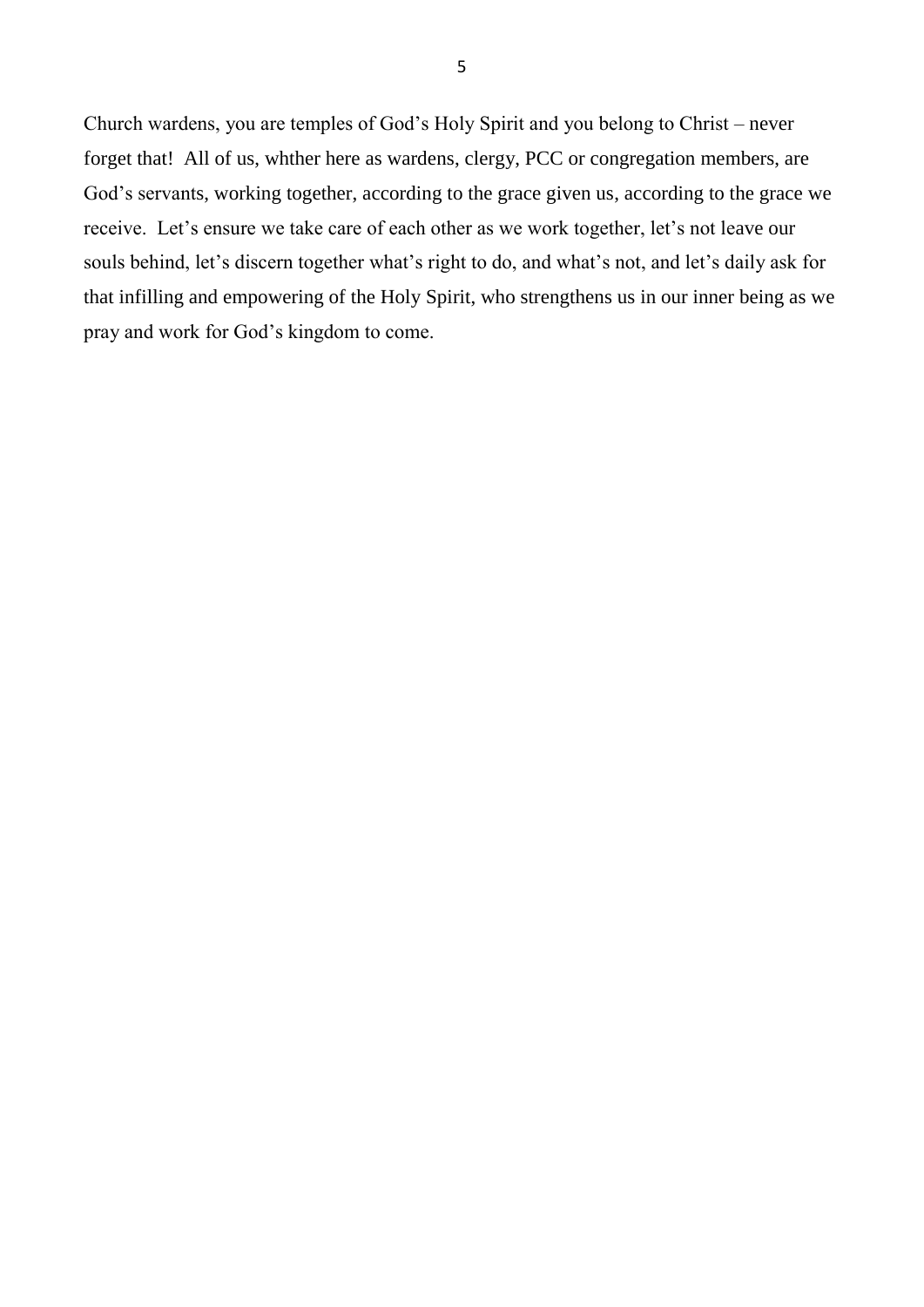Church wardens, you are temples of God's Holy Spirit and you belong to Christ – never forget that! All of us, whther here as wardens, clergy, PCC or congregation members, are God's servants, working together, according to the grace given us, according to the grace we receive. Let's ensure we take care of each other as we work together, let's not leave our souls behind, let's discern together what's right to do, and what's not, and let's daily ask for that infilling and empowering of the Holy Spirit, who strengthens us in our inner being as we pray and work for God's kingdom to come.